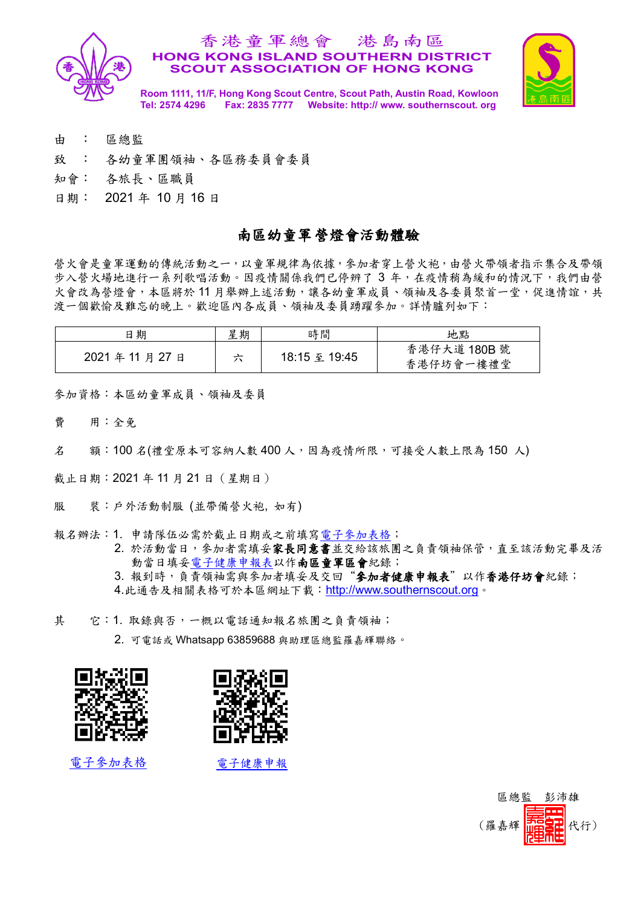香港童軍總會　港島南區
HONG KONG ISLAND SOUTHERN DISTRICT
SCOUT ASSOCIATION OF HONG KONG

Room 1111, 11/F, Hong Kong Scout Centre, Scout Path, Austin Road, Kowloon
Tel: 2574 4296　　Fax: 2835 7777　　Website: http:// www. southernscout. org

由　：　區總監

致　：　各幼童軍團領袖、各區務委員會委員

知會：　各旅長、區職員

日期：　2021 年 10 月 16 日

## 南區幼童軍營燈會活動體驗

營火會是童軍運動的傳統活動之一，以童軍規律為依據，參加者穿上營火袍，由營火帶領者指示集合及帶領步入營火場地進行一系列歌唱活動。因疫情關係我們已停辦了 3 年，在疫情稍為緩和的情況下，我們由營火會改為營燈會，本區將於 11 月舉辦上述活動，讓各幼童軍成員、領袖及各委員聚首一堂，促進情誼，共渡一個歡愉及難忘的晚上。歡迎區內各成員、領袖及委員踴躍參加。詳情臚列如下：

| 日期 | 星期 | 時間 | 地點 |
|---|---|---|---|
| 2021 年 11 月 27 日 | 六 | 18:15 至 19:45 | 香港仔大道 180B 號<br>香港仔坊會一樓禮堂 |

參加資格：本區幼童軍成員、領袖及委員

費　　用：全免

名　　額：100 名(禮堂原本可容納人數 400 人，因為疫情所限，可接受人數上限為 150 人)

截止日期：2021 年 11 月 21 日（星期日）

服　　裝：戶外活動制服 (並帶備營火袍, 如有)

報名辦法：1. 申請隊伍必需於截止日期或之前填寫電子參加表格；
2. 於活動當日，參加者需填妥**家長同意書**並交給該旅團之負責領袖保管，直至該活動完畢及活動當日填妥電子健康申報表以作**南區童軍區會**紀錄；
3. 報到時，負責領袖需與參加者填妥及交回“**參加者健康申報表**”以作**香港仔坊會**紀錄；
4.此通告及相關表格可於本區網址下載：http://www.southernscout.org。

其　　它：1. 取錄與否，一概以電話通知報名旅團之負責領袖；
2. 可電話或 Whatsapp 63859688 與助理區總監羅嘉輝聯絡。

電子參加表格　　　電子健康申報

區總監　彭沛雄

（羅嘉輝　代行）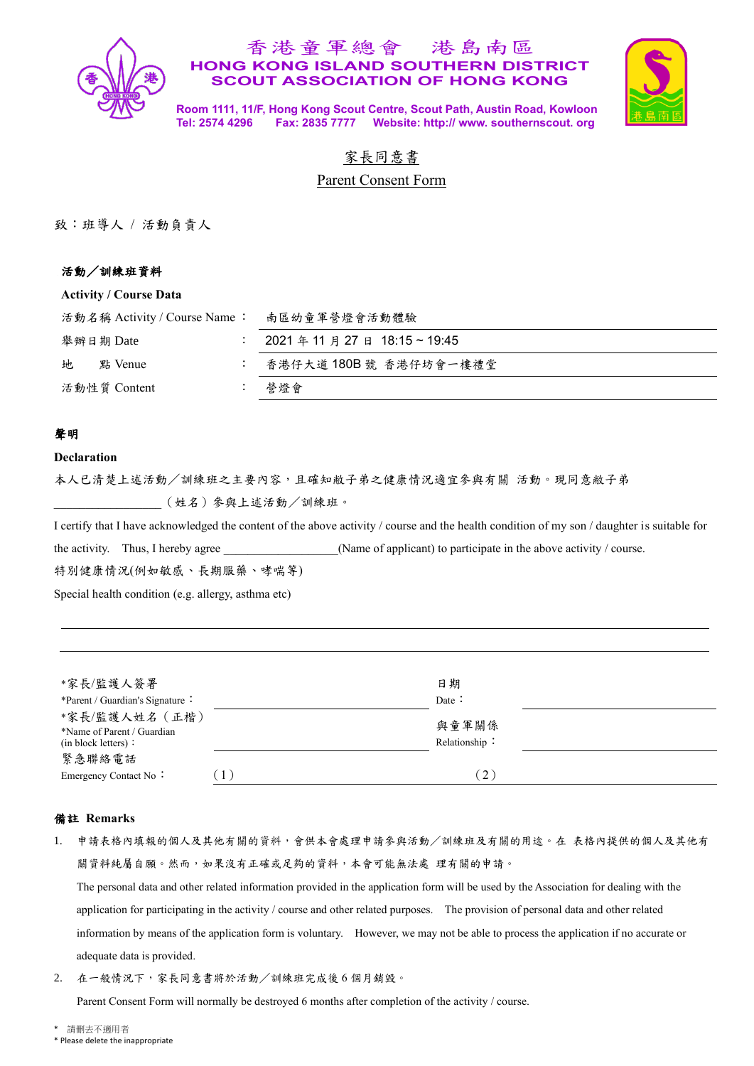# 香港童軍總會　港島南區

**HONG KONG ISLAND SOUTHERN DISTRICT**
**SCOUT ASSOCIATION OF HONG KONG**

Room 1111, 11/F, Hong Kong Scout Centre, Scout Path, Austin Road, Kowloon
Tel: 2574 4296　　Fax: 2835 7777　　Website: http:// www. southernscout. org

## 家長同意書

## Parent Consent Form

致：班導人 / 活動負責人

**活動／訓練班資料**

**Activity / Course Data**

| | | |
|---|---|---|
| 活動名稱 Activity / Course Name | ： | 南區幼童軍營燈會活動體驗 |
| 舉辦日期 Date | ： | 2021 年 11 月 27 日 18:15 ~ 19:45 |
| 地　點 Venue | ： | 香港仔大道 180B 號 香港仔坊會一樓禮堂 |
| 活動性質 Content | ： | 營燈會 |

**聲明**

**Declaration**

本人已清楚上述活動／訓練班之主要內容，且確知敝子弟之健康情況適宜參與有關 活動。現同意敝子弟 __________________（姓名）參與上述活動／訓練班。

I certify that I have acknowledged the content of the above activity / course and the health condition of my son / daughter is suitable for the activity. Thus, I hereby agree __________________(Name of applicant) to participate in the above activity / course.

特別健康情況(例如敏感、長期服藥、哮喘等)

Special health condition (e.g. allergy, asthma etc)

______________________________________________

______________________________________________

| | | | |
|---|---|---|---|
| *家長/監護人簽署 *Parent / Guardian's Signature： | | 日期 Date： | |
| *家長/監護人姓名（正楷） *Name of Parent / Guardian (in block letters)： | | 與童軍關係 Relationship： | |
| 緊急聯絡電話 Emergency Contact No： | （1） | （2） | |

**備註 Remarks**

1. 申請表格內填報的個人及其他有關的資料，會供本會處理申請參與活動／訓練班及有關的用途。在 表格內提供的個人及其他有關資料純屬自願。然而，如果沒有正確或足夠的資料，本會可能無法處 理有關的申請。

   The personal data and other related information provided in the application form will be used by the Association for dealing with the application for participating in the activity / course and other related purposes. The provision of personal data and other related information by means of the application form is voluntary. However, we may not be able to process the application if no accurate or adequate data is provided.

2. 在一般情況下，家長同意書將於活動／訓練班完成後 6 個月銷毀。

   Parent Consent Form will normally be destroyed 6 months after completion of the activity / course.

\* 請刪去不適用者
\* Please delete the inappropriate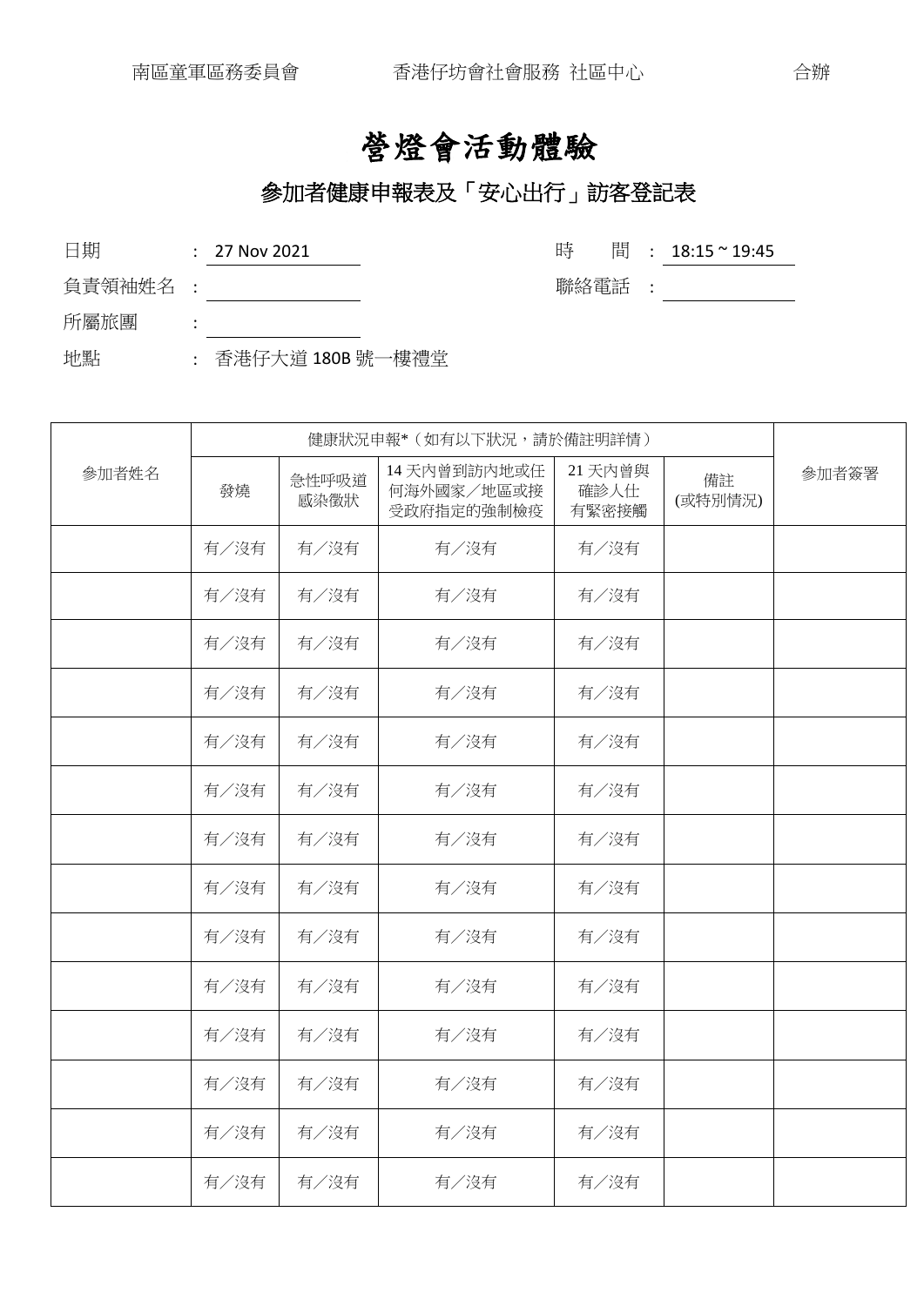南區童軍區務委員會　　香港仔坊會社會服務 社區中心　　合辦

# 營燈會活動體驗

## 參加者健康申報表及「安心出行」訪客登記表

日期　　：27 Nov 2021　　　　　時　　間　：18:15 ~ 19:45

負責領袖姓名：　　　　　　　　聯絡電話　：

所屬旅團　：

地點　　：香港仔大道 180B 號一樓禮堂

| 參加者姓名 | 健康狀況申報*（如有以下狀況，請於備註明詳情） | | | | | 參加者簽署 |
|---|---|---|---|---|---|---|
| | 發燒 | 急性呼吸道感染徵狀 | 14 天內曾到訪內地或任何海外國家／地區或接受政府指定的強制檢疫 | 21 天內曾與確診人仕有緊密接觸 | 備註(或特別情況) | |
| | 有／沒有 | 有／沒有 | 有／沒有 | 有／沒有 | | |
| | 有／沒有 | 有／沒有 | 有／沒有 | 有／沒有 | | |
| | 有／沒有 | 有／沒有 | 有／沒有 | 有／沒有 | | |
| | 有／沒有 | 有／沒有 | 有／沒有 | 有／沒有 | | |
| | 有／沒有 | 有／沒有 | 有／沒有 | 有／沒有 | | |
| | 有／沒有 | 有／沒有 | 有／沒有 | 有／沒有 | | |
| | 有／沒有 | 有／沒有 | 有／沒有 | 有／沒有 | | |
| | 有／沒有 | 有／沒有 | 有／沒有 | 有／沒有 | | |
| | 有／沒有 | 有／沒有 | 有／沒有 | 有／沒有 | | |
| | 有／沒有 | 有／沒有 | 有／沒有 | 有／沒有 | | |
| | 有／沒有 | 有／沒有 | 有／沒有 | 有／沒有 | | |
| | 有／沒有 | 有／沒有 | 有／沒有 | 有／沒有 | | |
| | 有／沒有 | 有／沒有 | 有／沒有 | 有／沒有 | | |
| | 有／沒有 | 有／沒有 | 有／沒有 | 有／沒有 | | |